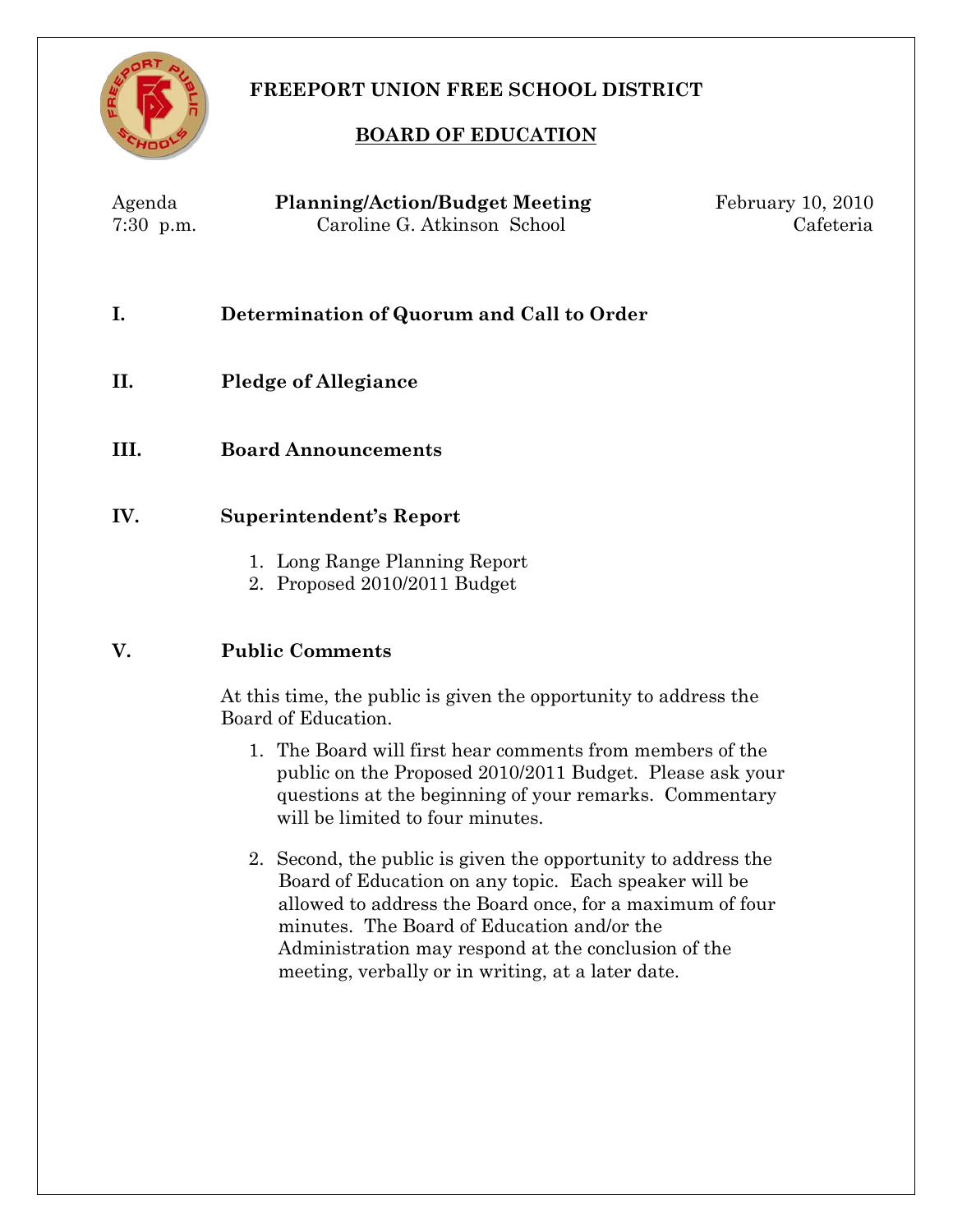# FREEPORT UNION FREE SCHOOL DISTRICT

## BOARD OF EDUCATION

Agenda — **Planning/Action/Budget Meeting** — February 10, 2010
7:30 p.m. — Caroline G. Atkinson School — Cafeteria

### I. Determination of Quorum and Call to Order

### II. Pledge of Allegiance

### III. Board Announcements

### IV. Superintendent's Report

1. Long Range Planning Report
2. Proposed 2010/2011 Budget

### V. Public Comments

At this time, the public is given the opportunity to address the Board of Education.

1. The Board will first hear comments from members of the public on the Proposed 2010/2011 Budget. Please ask your questions at the beginning of your remarks. Commentary will be limited to four minutes.

2. Second, the public is given the opportunity to address the Board of Education on any topic. Each speaker will be allowed to address the Board once, for a maximum of four minutes. The Board of Education and/or the Administration may respond at the conclusion of the meeting, verbally or in writing, at a later date.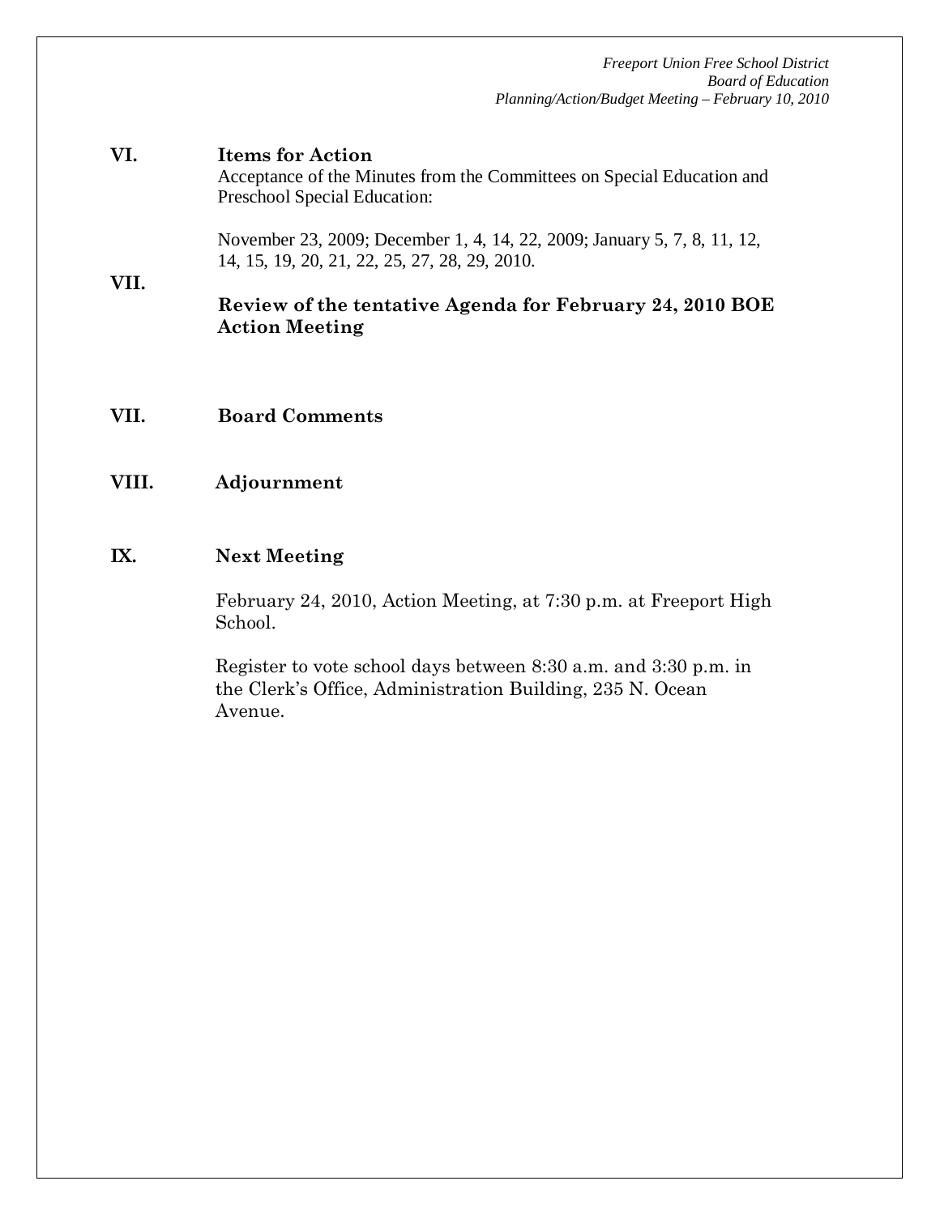## VI. Items for Action

Acceptance of the Minutes from the Committees on Special Education and Preschool Special Education:

November 23, 2009; December 1, 4, 14, 22, 2009; January 5, 7, 8, 11, 12, 14, 15, 19, 20, 21, 22, 25, 27, 28, 29, 2010.

## VII. Review of the tentative Agenda for February 24, 2010 BOE Action Meeting

## VII. Board Comments

## VIII. Adjournment

## IX. Next Meeting

February 24, 2010, Action Meeting, at 7:30 p.m. at Freeport High School.

Register to vote school days between 8:30 a.m. and 3:30 p.m. in the Clerk's Office, Administration Building, 235 N. Ocean Avenue.